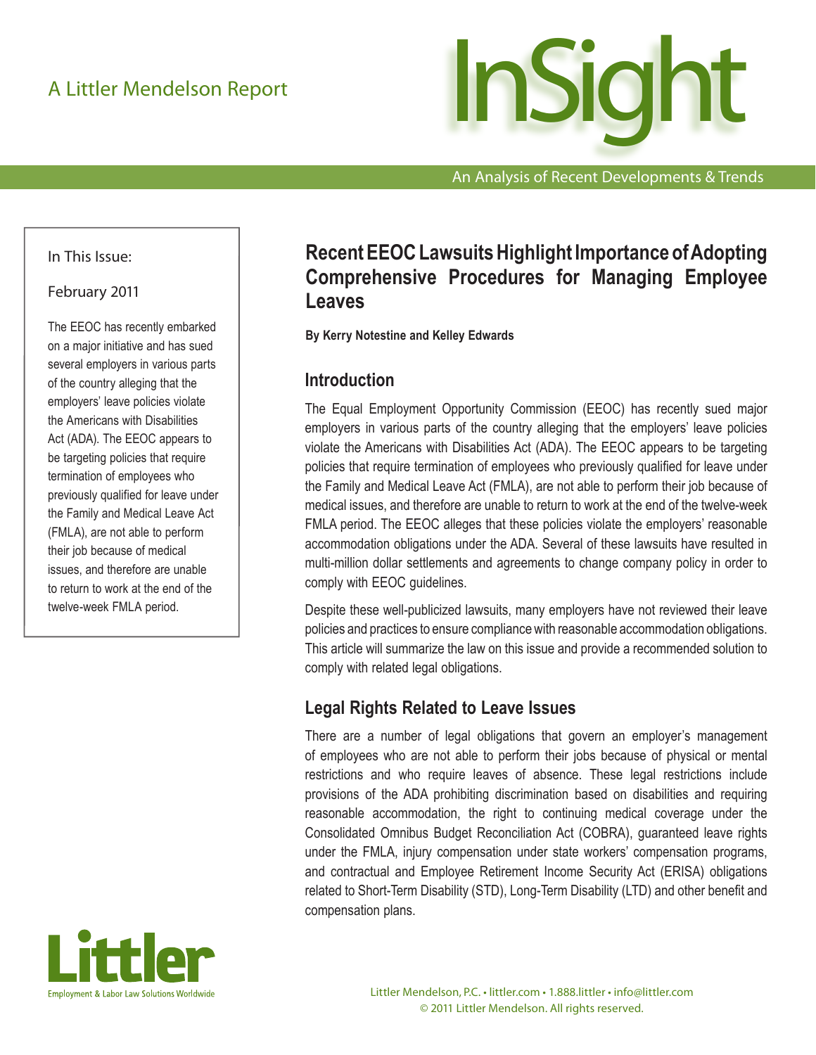A Littler Mendelson Report

# InSight

An Analysis of Recent Developments & Trends

In This Issue:

February 2011

The EEOC has recently embarked on a major initiative and has sued several employers in various parts of the country alleging that the employers' leave policies violate the Americans with Disabilities Act (ADA). The EEOC appears to be targeting policies that require termination of employees who previously qualified for leave under the Family and Medical Leave Act (FMLA), are not able to perform their job because of medical issues, and therefore are unable to return to work at the end of the twelve-week FMLA period.

## Recent EEOC Lawsuits Highlight Importance of Adopting Comprehensive Procedures for Managing Employee Leaves

**By Kerry Notestine and Kelley Edwards**

### Introduction

The Equal Employment Opportunity Commission (EEOC) has recently sued major employers in various parts of the country alleging that the employers' leave policies violate the Americans with Disabilities Act (ADA). The EEOC appears to be targeting policies that require termination of employees who previously qualified for leave under the Family and Medical Leave Act (FMLA), are not able to perform their job because of medical issues, and therefore are unable to return to work at the end of the twelve-week FMLA period. The EEOC alleges that these policies violate the employers' reasonable accommodation obligations under the ADA. Several of these lawsuits have resulted in multi-million dollar settlements and agreements to change company policy in order to comply with EEOC guidelines.

Despite these well-publicized lawsuits, many employers have not reviewed their leave policies and practices to ensure compliance with reasonable accommodation obligations. This article will summarize the law on this issue and provide a recommended solution to comply with related legal obligations.

### Legal Rights Related to Leave Issues

There are a number of legal obligations that govern an employer's management of employees who are not able to perform their jobs because of physical or mental restrictions and who require leaves of absence. These legal restrictions include provisions of the ADA prohibiting discrimination based on disabilities and requiring reasonable accommodation, the right to continuing medical coverage under the Consolidated Omnibus Budget Reconciliation Act (COBRA), guaranteed leave rights under the FMLA, injury compensation under state workers' compensation programs, and contractual and Employee Retirement Income Security Act (ERISA) obligations related to Short-Term Disability (STD), Long-Term Disability (LTD) and other benefit and compensation plans.

Littler
Employment & Labor Law Solutions Worldwide

Littler Mendelson, P.C. • littler.com • 1.888.littler • info@littler.com
© 2011 Littler Mendelson. All rights reserved.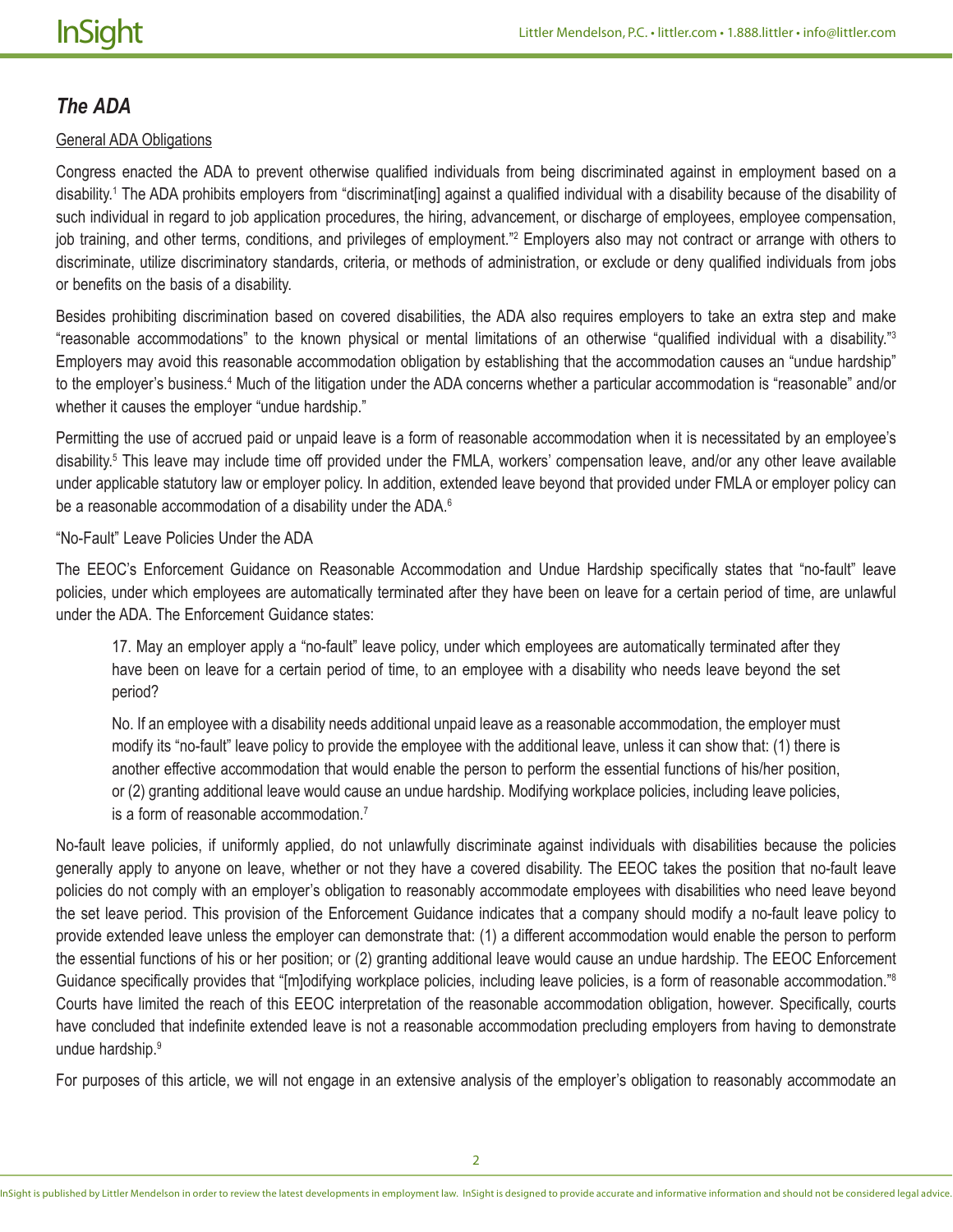## *The ADA*

General ADA Obligations

Congress enacted the ADA to prevent otherwise qualified individuals from being discriminated against in employment based on a disability.[1] The ADA prohibits employers from "discriminat[ing] against a qualified individual with a disability because of the disability of such individual in regard to job application procedures, the hiring, advancement, or discharge of employees, employee compensation, job training, and other terms, conditions, and privileges of employment."[2] Employers also may not contract or arrange with others to discriminate, utilize discriminatory standards, criteria, or methods of administration, or exclude or deny qualified individuals from jobs or benefits on the basis of a disability.

Besides prohibiting discrimination based on covered disabilities, the ADA also requires employers to take an extra step and make "reasonable accommodations" to the known physical or mental limitations of an otherwise "qualified individual with a disability."[3] Employers may avoid this reasonable accommodation obligation by establishing that the accommodation causes an "undue hardship" to the employer's business.[4] Much of the litigation under the ADA concerns whether a particular accommodation is "reasonable" and/or whether it causes the employer "undue hardship."

Permitting the use of accrued paid or unpaid leave is a form of reasonable accommodation when it is necessitated by an employee's disability.[5] This leave may include time off provided under the FMLA, workers' compensation leave, and/or any other leave available under applicable statutory law or employer policy. In addition, extended leave beyond that provided under FMLA or employer policy can be a reasonable accommodation of a disability under the ADA.[6]

"No-Fault" Leave Policies Under the ADA

The EEOC's Enforcement Guidance on Reasonable Accommodation and Undue Hardship specifically states that "no-fault" leave policies, under which employees are automatically terminated after they have been on leave for a certain period of time, are unlawful under the ADA. The Enforcement Guidance states:

> 17. May an employer apply a "no-fault" leave policy, under which employees are automatically terminated after they have been on leave for a certain period of time, to an employee with a disability who needs leave beyond the set period?
>
> No. If an employee with a disability needs additional unpaid leave as a reasonable accommodation, the employer must modify its "no-fault" leave policy to provide the employee with the additional leave, unless it can show that: (1) there is another effective accommodation that would enable the person to perform the essential functions of his/her position, or (2) granting additional leave would cause an undue hardship. Modifying workplace policies, including leave policies, is a form of reasonable accommodation.[7]

No-fault leave policies, if uniformly applied, do not unlawfully discriminate against individuals with disabilities because the policies generally apply to anyone on leave, whether or not they have a covered disability. The EEOC takes the position that no-fault leave policies do not comply with an employer's obligation to reasonably accommodate employees with disabilities who need leave beyond the set leave period. This provision of the Enforcement Guidance indicates that a company should modify a no-fault leave policy to provide extended leave unless the employer can demonstrate that: (1) a different accommodation would enable the person to perform the essential functions of his or her position; or (2) granting additional leave would cause an undue hardship. The EEOC Enforcement Guidance specifically provides that "[m]odifying workplace policies, including leave policies, is a form of reasonable accommodation."[8] Courts have limited the reach of this EEOC interpretation of the reasonable accommodation obligation, however. Specifically, courts have concluded that indefinite extended leave is not a reasonable accommodation precluding employers from having to demonstrate undue hardship.[9]

For purposes of this article, we will not engage in an extensive analysis of the employer's obligation to reasonably accommodate an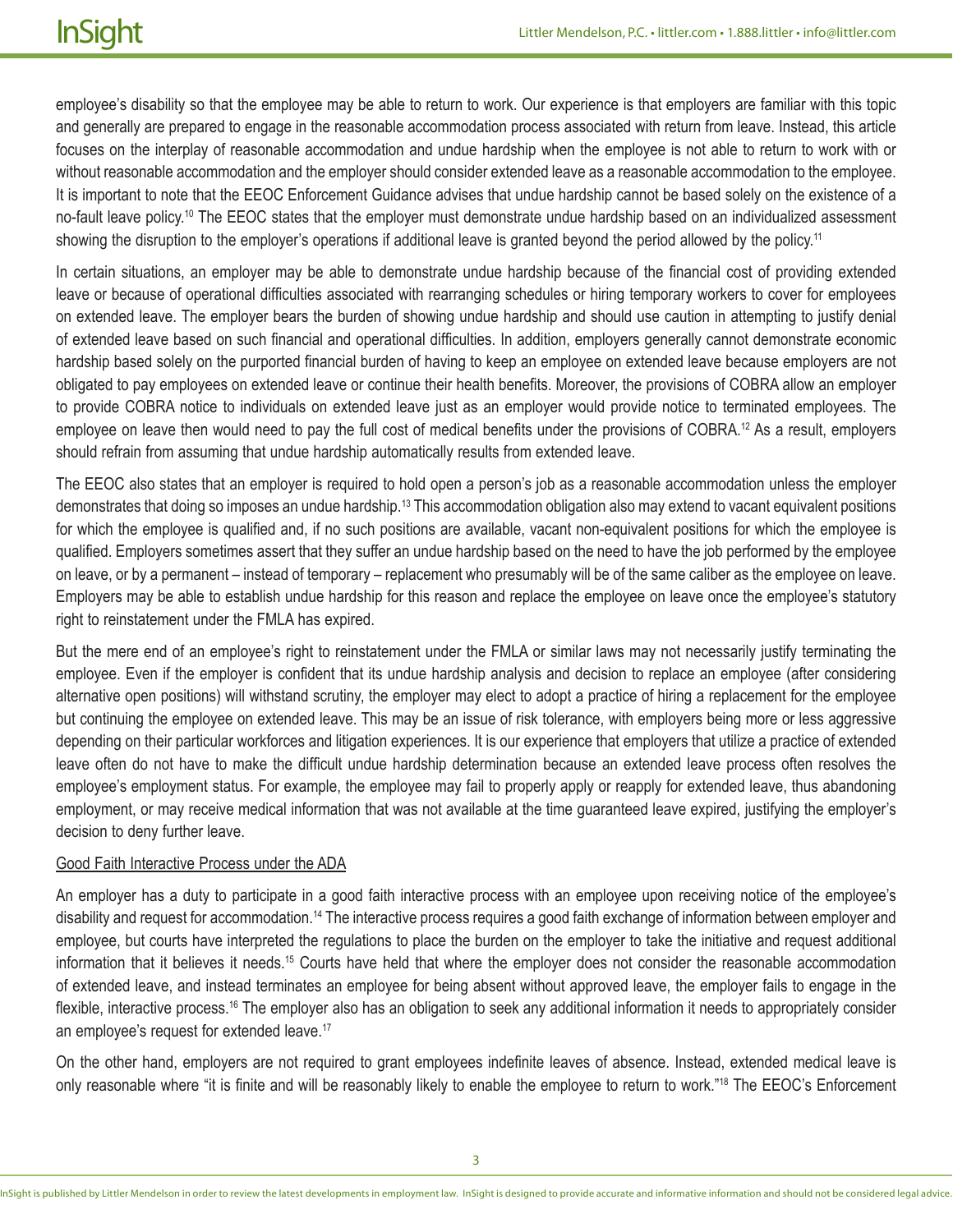employee's disability so that the employee may be able to return to work. Our experience is that employers are familiar with this topic and generally are prepared to engage in the reasonable accommodation process associated with return from leave. Instead, this article focuses on the interplay of reasonable accommodation and undue hardship when the employee is not able to return to work with or without reasonable accommodation and the employer should consider extended leave as a reasonable accommodation to the employee. It is important to note that the EEOC Enforcement Guidance advises that undue hardship cannot be based solely on the existence of a no-fault leave policy.[10] The EEOC states that the employer must demonstrate undue hardship based on an individualized assessment showing the disruption to the employer's operations if additional leave is granted beyond the period allowed by the policy.[11]

In certain situations, an employer may be able to demonstrate undue hardship because of the financial cost of providing extended leave or because of operational difficulties associated with rearranging schedules or hiring temporary workers to cover for employees on extended leave. The employer bears the burden of showing undue hardship and should use caution in attempting to justify denial of extended leave based on such financial and operational difficulties. In addition, employers generally cannot demonstrate economic hardship based solely on the purported financial burden of having to keep an employee on extended leave because employers are not obligated to pay employees on extended leave or continue their health benefits. Moreover, the provisions of COBRA allow an employer to provide COBRA notice to individuals on extended leave just as an employer would provide notice to terminated employees. The employee on leave then would need to pay the full cost of medical benefits under the provisions of COBRA.[12] As a result, employers should refrain from assuming that undue hardship automatically results from extended leave.

The EEOC also states that an employer is required to hold open a person's job as a reasonable accommodation unless the employer demonstrates that doing so imposes an undue hardship.[13] This accommodation obligation also may extend to vacant equivalent positions for which the employee is qualified and, if no such positions are available, vacant non-equivalent positions for which the employee is qualified. Employers sometimes assert that they suffer an undue hardship based on the need to have the job performed by the employee on leave, or by a permanent – instead of temporary – replacement who presumably will be of the same caliber as the employee on leave. Employers may be able to establish undue hardship for this reason and replace the employee on leave once the employee's statutory right to reinstatement under the FMLA has expired.

But the mere end of an employee's right to reinstatement under the FMLA or similar laws may not necessarily justify terminating the employee. Even if the employer is confident that its undue hardship analysis and decision to replace an employee (after considering alternative open positions) will withstand scrutiny, the employer may elect to adopt a practice of hiring a replacement for the employee but continuing the employee on extended leave. This may be an issue of risk tolerance, with employers being more or less aggressive depending on their particular workforces and litigation experiences. It is our experience that employers that utilize a practice of extended leave often do not have to make the difficult undue hardship determination because an extended leave process often resolves the employee's employment status. For example, the employee may fail to properly apply or reapply for extended leave, thus abandoning employment, or may receive medical information that was not available at the time guaranteed leave expired, justifying the employer's decision to deny further leave.

Good Faith Interactive Process under the ADA

An employer has a duty to participate in a good faith interactive process with an employee upon receiving notice of the employee's disability and request for accommodation.[14] The interactive process requires a good faith exchange of information between employer and employee, but courts have interpreted the regulations to place the burden on the employer to take the initiative and request additional information that it believes it needs.[15] Courts have held that where the employer does not consider the reasonable accommodation of extended leave, and instead terminates an employee for being absent without approved leave, the employer fails to engage in the flexible, interactive process.[16] The employer also has an obligation to seek any additional information it needs to appropriately consider an employee's request for extended leave.[17]

On the other hand, employers are not required to grant employees indefinite leaves of absence. Instead, extended medical leave is only reasonable where "it is finite and will be reasonably likely to enable the employee to return to work."[18] The EEOC's Enforcement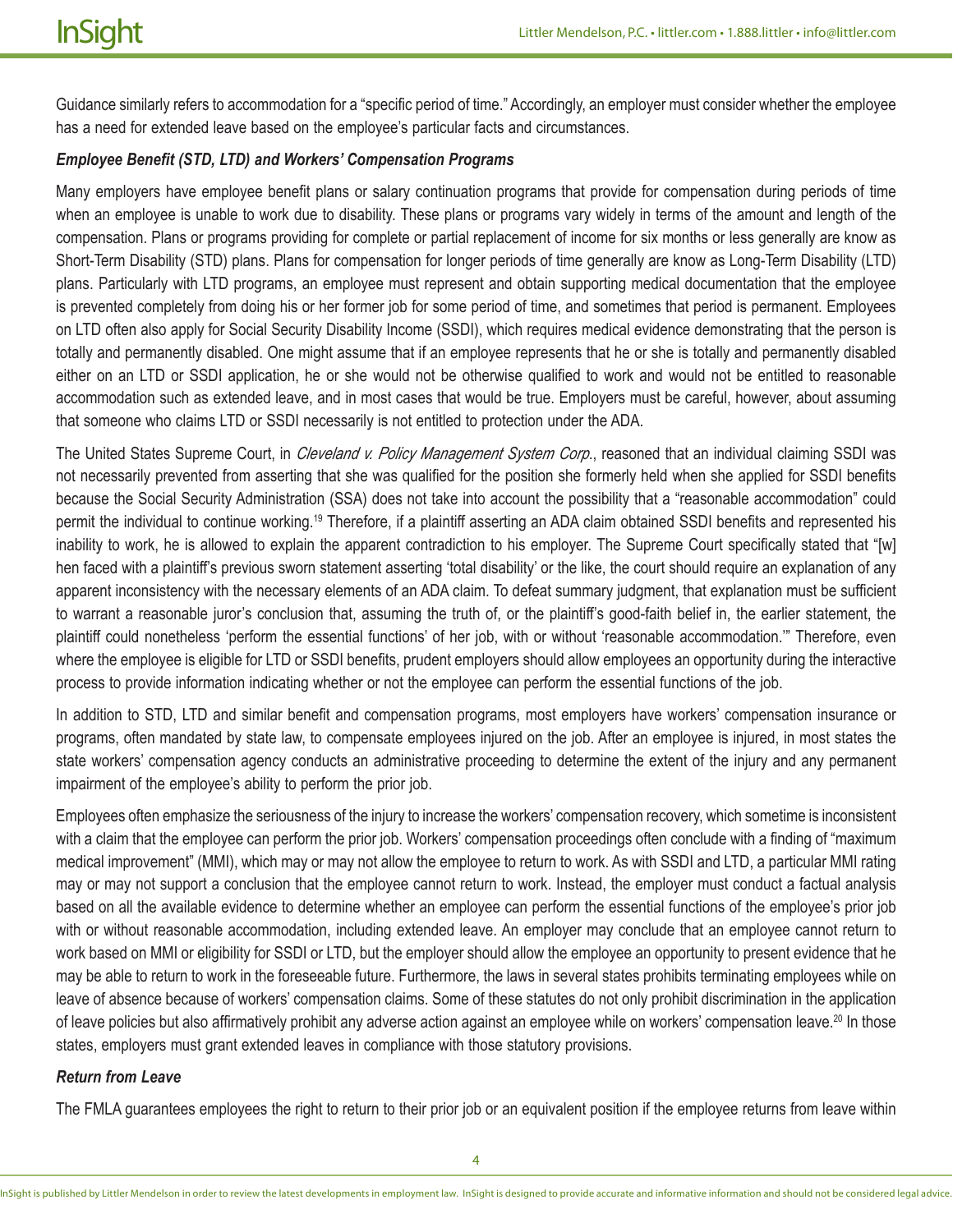Guidance similarly refers to accommodation for a "specific period of time." Accordingly, an employer must consider whether the employee has a need for extended leave based on the employee's particular facts and circumstances.

***Employee Benefit (STD, LTD) and Workers' Compensation Programs***

Many employers have employee benefit plans or salary continuation programs that provide for compensation during periods of time when an employee is unable to work due to disability. These plans or programs vary widely in terms of the amount and length of the compensation. Plans or programs providing for complete or partial replacement of income for six months or less generally are know as Short-Term Disability (STD) plans. Plans for compensation for longer periods of time generally are know as Long-Term Disability (LTD) plans. Particularly with LTD programs, an employee must represent and obtain supporting medical documentation that the employee is prevented completely from doing his or her former job for some period of time, and sometimes that period is permanent. Employees on LTD often also apply for Social Security Disability Income (SSDI), which requires medical evidence demonstrating that the person is totally and permanently disabled. One might assume that if an employee represents that he or she is totally and permanently disabled either on an LTD or SSDI application, he or she would not be otherwise qualified to work and would not be entitled to reasonable accommodation such as extended leave, and in most cases that would be true. Employers must be careful, however, about assuming that someone who claims LTD or SSDI necessarily is not entitled to protection under the ADA.

The United States Supreme Court, in *Cleveland v. Policy Management System Corp.*, reasoned that an individual claiming SSDI was not necessarily prevented from asserting that she was qualified for the position she formerly held when she applied for SSDI benefits because the Social Security Administration (SSA) does not take into account the possibility that a "reasonable accommodation" could permit the individual to continue working.[19] Therefore, if a plaintiff asserting an ADA claim obtained SSDI benefits and represented his inability to work, he is allowed to explain the apparent contradiction to his employer. The Supreme Court specifically stated that "[w]hen faced with a plaintiff's previous sworn statement asserting 'total disability' or the like, the court should require an explanation of any apparent inconsistency with the necessary elements of an ADA claim. To defeat summary judgment, that explanation must be sufficient to warrant a reasonable juror's conclusion that, assuming the truth of, or the plaintiff's good-faith belief in, the earlier statement, the plaintiff could nonetheless 'perform the essential functions' of her job, with or without 'reasonable accommodation.'" Therefore, even where the employee is eligible for LTD or SSDI benefits, prudent employers should allow employees an opportunity during the interactive process to provide information indicating whether or not the employee can perform the essential functions of the job.

In addition to STD, LTD and similar benefit and compensation programs, most employers have workers' compensation insurance or programs, often mandated by state law, to compensate employees injured on the job. After an employee is injured, in most states the state workers' compensation agency conducts an administrative proceeding to determine the extent of the injury and any permanent impairment of the employee's ability to perform the prior job.

Employees often emphasize the seriousness of the injury to increase the workers' compensation recovery, which sometime is inconsistent with a claim that the employee can perform the prior job. Workers' compensation proceedings often conclude with a finding of "maximum medical improvement" (MMI), which may or may not allow the employee to return to work. As with SSDI and LTD, a particular MMI rating may or may not support a conclusion that the employee cannot return to work. Instead, the employer must conduct a factual analysis based on all the available evidence to determine whether an employee can perform the essential functions of the employee's prior job with or without reasonable accommodation, including extended leave. An employer may conclude that an employee cannot return to work based on MMI or eligibility for SSDI or LTD, but the employer should allow the employee an opportunity to present evidence that he may be able to return to work in the foreseeable future. Furthermore, the laws in several states prohibits terminating employees while on leave of absence because of workers' compensation claims. Some of these statutes do not only prohibit discrimination in the application of leave policies but also affirmatively prohibit any adverse action against an employee while on workers' compensation leave.[20] In those states, employers must grant extended leaves in compliance with those statutory provisions.

***Return from Leave***

The FMLA guarantees employees the right to return to their prior job or an equivalent position if the employee returns from leave within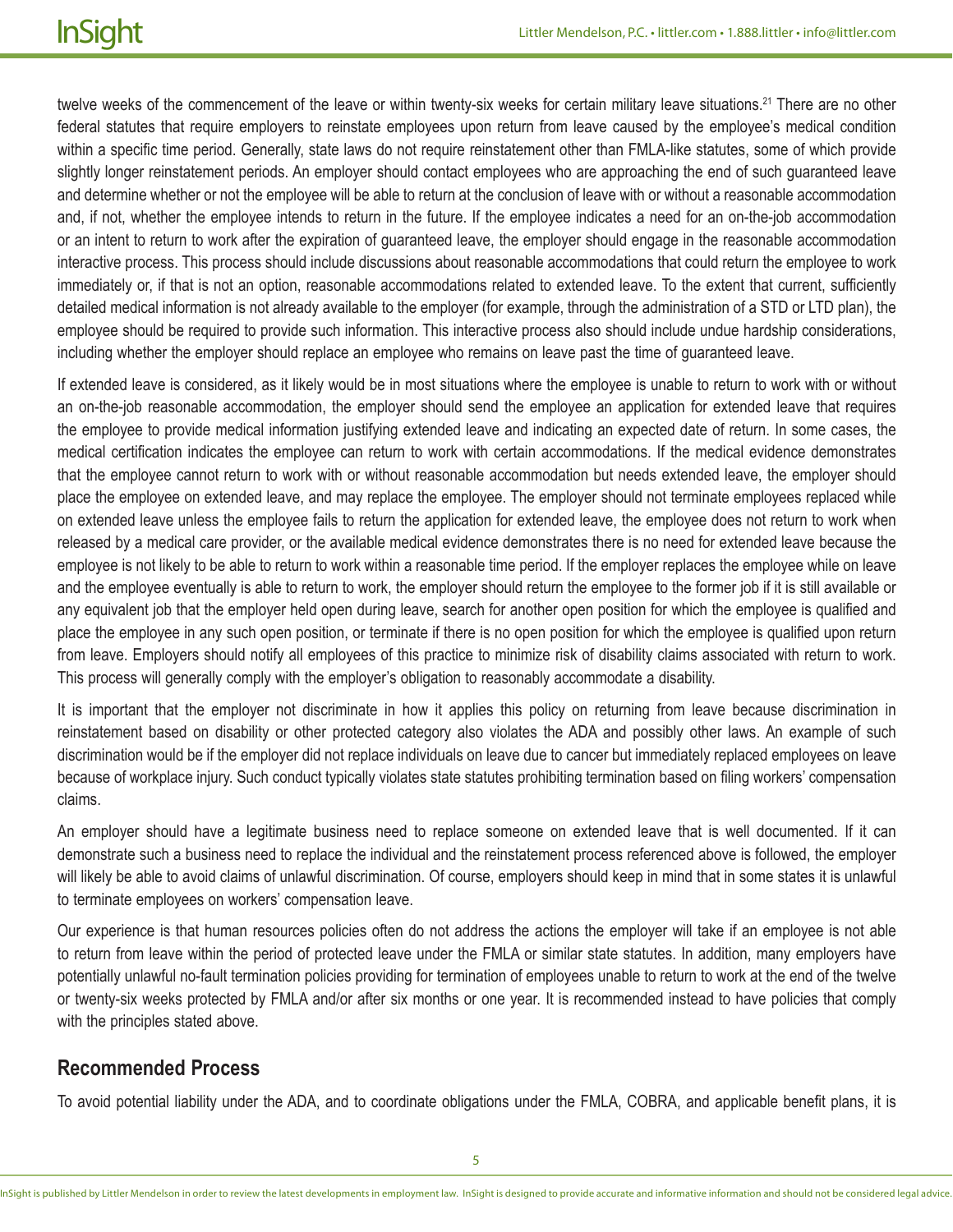twelve weeks of the commencement of the leave or within twenty-six weeks for certain military leave situations.[21] There are no other federal statutes that require employers to reinstate employees upon return from leave caused by the employee's medical condition within a specific time period. Generally, state laws do not require reinstatement other than FMLA-like statutes, some of which provide slightly longer reinstatement periods. An employer should contact employees who are approaching the end of such guaranteed leave and determine whether or not the employee will be able to return at the conclusion of leave with or without a reasonable accommodation and, if not, whether the employee intends to return in the future. If the employee indicates a need for an on-the-job accommodation or an intent to return to work after the expiration of guaranteed leave, the employer should engage in the reasonable accommodation interactive process. This process should include discussions about reasonable accommodations that could return the employee to work immediately or, if that is not an option, reasonable accommodations related to extended leave. To the extent that current, sufficiently detailed medical information is not already available to the employer (for example, through the administration of a STD or LTD plan), the employee should be required to provide such information. This interactive process also should include undue hardship considerations, including whether the employer should replace an employee who remains on leave past the time of guaranteed leave.

If extended leave is considered, as it likely would be in most situations where the employee is unable to return to work with or without an on-the-job reasonable accommodation, the employer should send the employee an application for extended leave that requires the employee to provide medical information justifying extended leave and indicating an expected date of return. In some cases, the medical certification indicates the employee can return to work with certain accommodations. If the medical evidence demonstrates that the employee cannot return to work with or without reasonable accommodation but needs extended leave, the employer should place the employee on extended leave, and may replace the employee. The employer should not terminate employees replaced while on extended leave unless the employee fails to return the application for extended leave, the employee does not return to work when released by a medical care provider, or the available medical evidence demonstrates there is no need for extended leave because the employee is not likely to be able to return to work within a reasonable time period. If the employer replaces the employee while on leave and the employee eventually is able to return to work, the employer should return the employee to the former job if it is still available or any equivalent job that the employer held open during leave, search for another open position for which the employee is qualified and place the employee in any such open position, or terminate if there is no open position for which the employee is qualified upon return from leave. Employers should notify all employees of this practice to minimize risk of disability claims associated with return to work. This process will generally comply with the employer's obligation to reasonably accommodate a disability.

It is important that the employer not discriminate in how it applies this policy on returning from leave because discrimination in reinstatement based on disability or other protected category also violates the ADA and possibly other laws. An example of such discrimination would be if the employer did not replace individuals on leave due to cancer but immediately replaced employees on leave because of workplace injury. Such conduct typically violates state statutes prohibiting termination based on filing workers' compensation claims.

An employer should have a legitimate business need to replace someone on extended leave that is well documented. If it can demonstrate such a business need to replace the individual and the reinstatement process referenced above is followed, the employer will likely be able to avoid claims of unlawful discrimination. Of course, employers should keep in mind that in some states it is unlawful to terminate employees on workers' compensation leave.

Our experience is that human resources policies often do not address the actions the employer will take if an employee is not able to return from leave within the period of protected leave under the FMLA or similar state statutes. In addition, many employers have potentially unlawful no-fault termination policies providing for termination of employees unable to return to work at the end of the twelve or twenty-six weeks protected by FMLA and/or after six months or one year. It is recommended instead to have policies that comply with the principles stated above.

## Recommended Process

To avoid potential liability under the ADA, and to coordinate obligations under the FMLA, COBRA, and applicable benefit plans, it is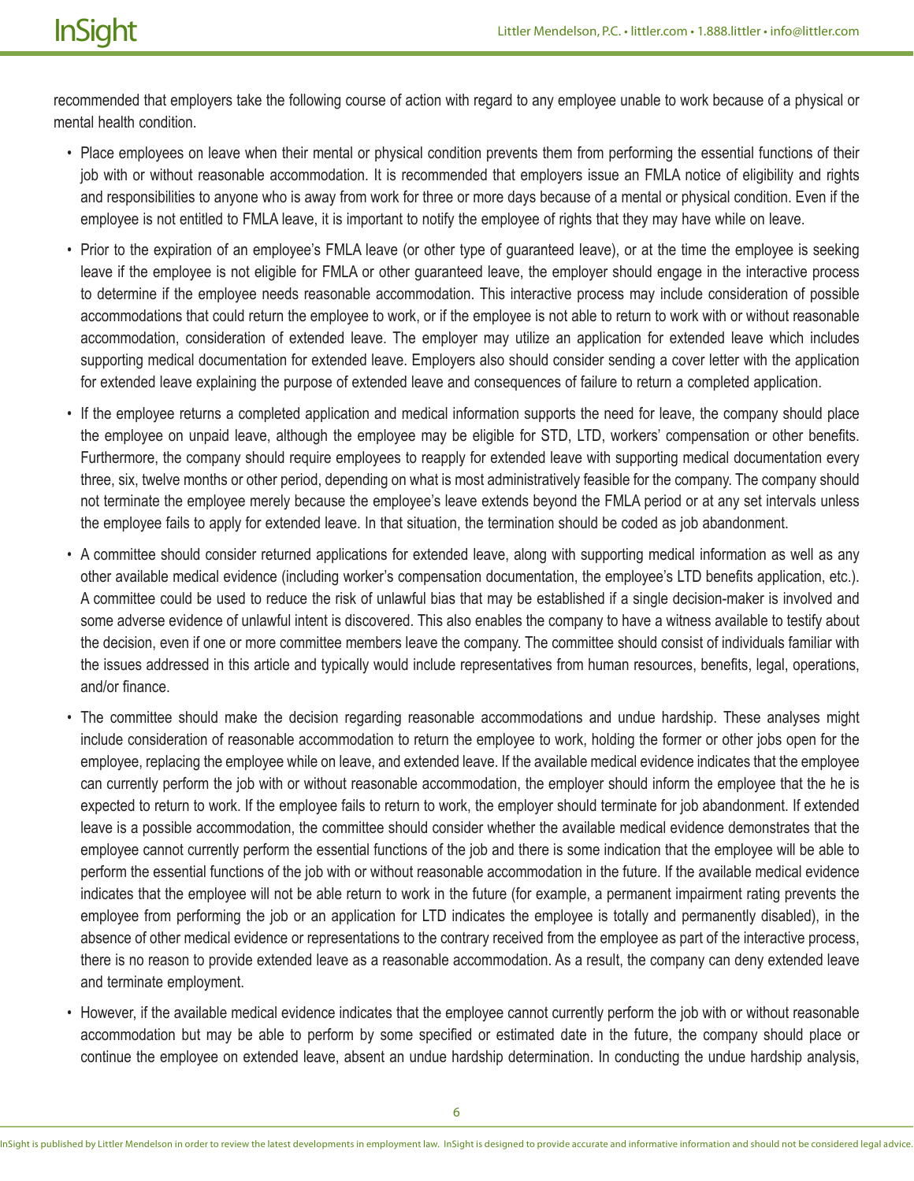recommended that employers take the following course of action with regard to any employee unable to work because of a physical or mental health condition.

- Place employees on leave when their mental or physical condition prevents them from performing the essential functions of their job with or without reasonable accommodation. It is recommended that employers issue an FMLA notice of eligibility and rights and responsibilities to anyone who is away from work for three or more days because of a mental or physical condition. Even if the employee is not entitled to FMLA leave, it is important to notify the employee of rights that they may have while on leave.
- Prior to the expiration of an employee's FMLA leave (or other type of guaranteed leave), or at the time the employee is seeking leave if the employee is not eligible for FMLA or other guaranteed leave, the employer should engage in the interactive process to determine if the employee needs reasonable accommodation. This interactive process may include consideration of possible accommodations that could return the employee to work, or if the employee is not able to return to work with or without reasonable accommodation, consideration of extended leave. The employer may utilize an application for extended leave which includes supporting medical documentation for extended leave. Employers also should consider sending a cover letter with the application for extended leave explaining the purpose of extended leave and consequences of failure to return a completed application.
- If the employee returns a completed application and medical information supports the need for leave, the company should place the employee on unpaid leave, although the employee may be eligible for STD, LTD, workers' compensation or other benefits. Furthermore, the company should require employees to reapply for extended leave with supporting medical documentation every three, six, twelve months or other period, depending on what is most administratively feasible for the company. The company should not terminate the employee merely because the employee's leave extends beyond the FMLA period or at any set intervals unless the employee fails to apply for extended leave. In that situation, the termination should be coded as job abandonment.
- A committee should consider returned applications for extended leave, along with supporting medical information as well as any other available medical evidence (including worker's compensation documentation, the employee's LTD benefits application, etc.). A committee could be used to reduce the risk of unlawful bias that may be established if a single decision-maker is involved and some adverse evidence of unlawful intent is discovered. This also enables the company to have a witness available to testify about the decision, even if one or more committee members leave the company. The committee should consist of individuals familiar with the issues addressed in this article and typically would include representatives from human resources, benefits, legal, operations, and/or finance.
- The committee should make the decision regarding reasonable accommodations and undue hardship. These analyses might include consideration of reasonable accommodation to return the employee to work, holding the former or other jobs open for the employee, replacing the employee while on leave, and extended leave. If the available medical evidence indicates that the employee can currently perform the job with or without reasonable accommodation, the employer should inform the employee that the he is expected to return to work. If the employee fails to return to work, the employer should terminate for job abandonment. If extended leave is a possible accommodation, the committee should consider whether the available medical evidence demonstrates that the employee cannot currently perform the essential functions of the job and there is some indication that the employee will be able to perform the essential functions of the job with or without reasonable accommodation in the future. If the available medical evidence indicates that the employee will not be able return to work in the future (for example, a permanent impairment rating prevents the employee from performing the job or an application for LTD indicates the employee is totally and permanently disabled), in the absence of other medical evidence or representations to the contrary received from the employee as part of the interactive process, there is no reason to provide extended leave as a reasonable accommodation. As a result, the company can deny extended leave and terminate employment.
- However, if the available medical evidence indicates that the employee cannot currently perform the job with or without reasonable accommodation but may be able to perform by some specified or estimated date in the future, the company should place or continue the employee on extended leave, absent an undue hardship determination. In conducting the undue hardship analysis,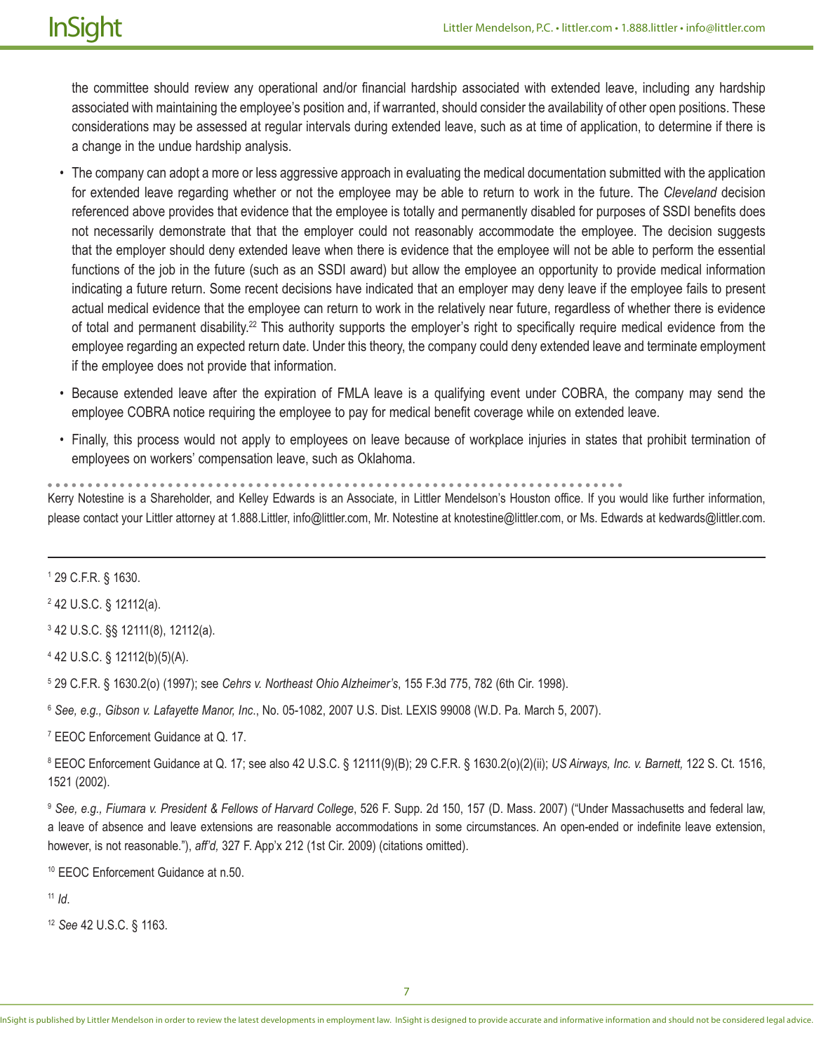the committee should review any operational and/or financial hardship associated with extended leave, including any hardship associated with maintaining the employee's position and, if warranted, should consider the availability of other open positions. These considerations may be assessed at regular intervals during extended leave, such as at time of application, to determine if there is a change in the undue hardship analysis.

- The company can adopt a more or less aggressive approach in evaluating the medical documentation submitted with the application for extended leave regarding whether or not the employee may be able to return to work in the future. The *Cleveland* decision referenced above provides that evidence that the employee is totally and permanently disabled for purposes of SSDI benefits does not necessarily demonstrate that that the employer could not reasonably accommodate the employee. The decision suggests that the employer should deny extended leave when there is evidence that the employee will not be able to perform the essential functions of the job in the future (such as an SSDI award) but allow the employee an opportunity to provide medical information indicating a future return. Some recent decisions have indicated that an employer may deny leave if the employee fails to present actual medical evidence that the employee can return to work in the relatively near future, regardless of whether there is evidence of total and permanent disability.[22] This authority supports the employer's right to specifically require medical evidence from the employee regarding an expected return date. Under this theory, the company could deny extended leave and terminate employment if the employee does not provide that information.
- Because extended leave after the expiration of FMLA leave is a qualifying event under COBRA, the company may send the employee COBRA notice requiring the employee to pay for medical benefit coverage while on extended leave.
- Finally, this process would not apply to employees on leave because of workplace injuries in states that prohibit termination of employees on workers' compensation leave, such as Oklahoma.

Kerry Notestine is a Shareholder, and Kelley Edwards is an Associate, in Littler Mendelson's Houston office. If you would like further information, please contact your Littler attorney at 1.888.Littler, info@littler.com, Mr. Notestine at knotestine@littler.com, or Ms. Edwards at kedwards@littler.com.

---

[1] 29 C.F.R. § 1630.

[2] 42 U.S.C. § 12112(a).

[3] 42 U.S.C. §§ 12111(8), 12112(a).

[4] 42 U.S.C. § 12112(b)(5)(A).

[5] 29 C.F.R. § 1630.2(o) (1997); see *Cehrs v. Northeast Ohio Alzheimer's*, 155 F.3d 775, 782 (6th Cir. 1998).

[6] *See, e.g., Gibson v. Lafayette Manor, Inc*., No. 05-1082, 2007 U.S. Dist. LEXIS 99008 (W.D. Pa. March 5, 2007).

[7] EEOC Enforcement Guidance at Q. 17.

[8] EEOC Enforcement Guidance at Q. 17; see also 42 U.S.C. § 12111(9)(B); 29 C.F.R. § 1630.2(o)(2)(ii); *US Airways, Inc. v. Barnett,* 122 S. Ct. 1516, 1521 (2002).

[9] *See, e.g., Fiumara v. President & Fellows of Harvard College*, 526 F. Supp. 2d 150, 157 (D. Mass. 2007) ("Under Massachusetts and federal law, a leave of absence and leave extensions are reasonable accommodations in some circumstances. An open-ended or indefinite leave extension, however, is not reasonable."), *aff'd,* 327 F. App'x 212 (1st Cir. 2009) (citations omitted).

[10] EEOC Enforcement Guidance at n.50.

[11] *Id*.

[12] *See* 42 U.S.C. § 1163.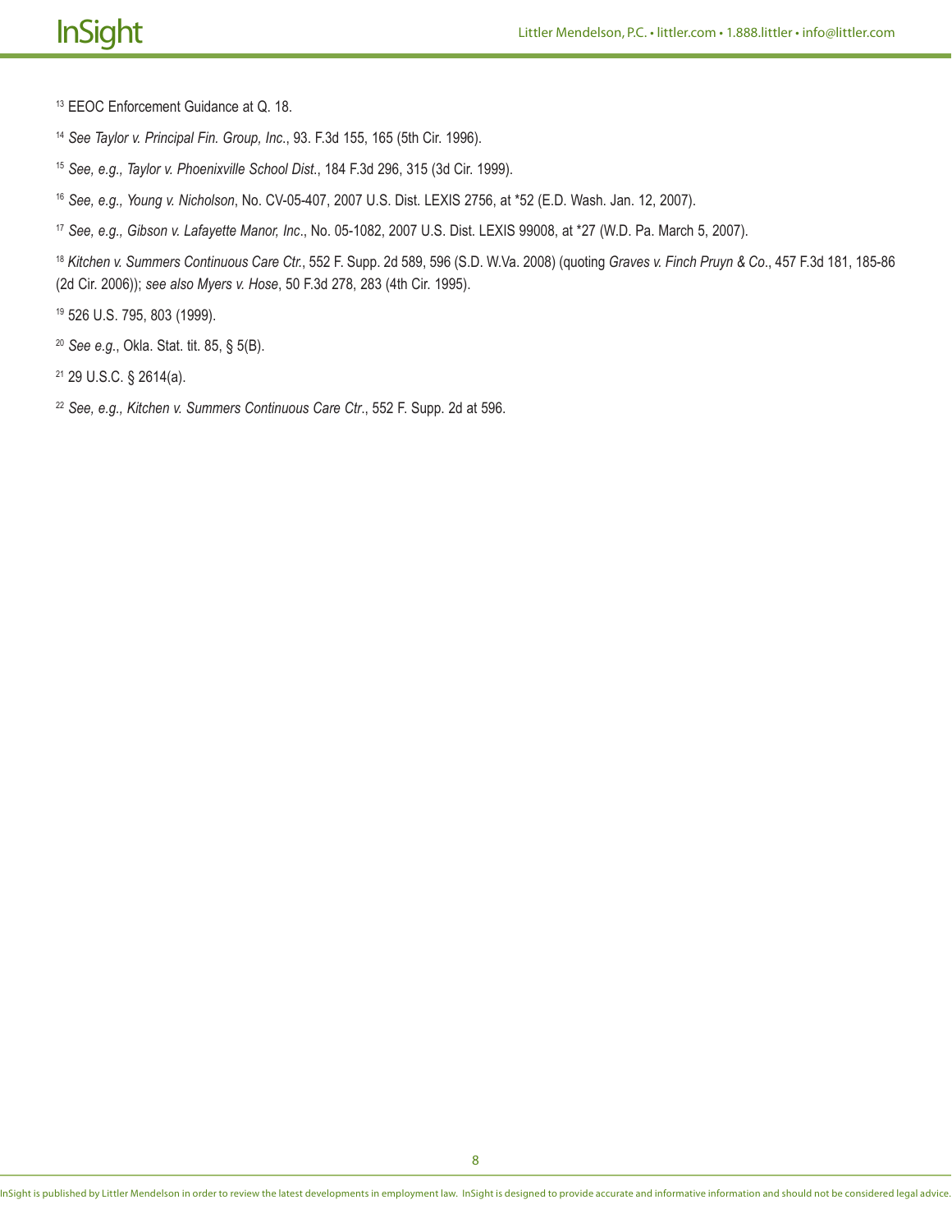[13] EEOC Enforcement Guidance at Q. 18.

[14] *See Taylor v. Principal Fin. Group, Inc.*, 93. F.3d 155, 165 (5th Cir. 1996).

[15] *See, e.g., Taylor v. Phoenixville School Dist.*, 184 F.3d 296, 315 (3d Cir. 1999).

[16] *See, e.g., Young v. Nicholson*, No. CV-05-407, 2007 U.S. Dist. LEXIS 2756, at *52 (E.D. Wash. Jan. 12, 2007).

[17] *See, e.g., Gibson v. Lafayette Manor, Inc*., No. 05-1082, 2007 U.S. Dist. LEXIS 99008, at *27 (W.D. Pa. March 5, 2007).

[18] *Kitchen v. Summers Continuous Care Ctr.*, 552 F. Supp. 2d 589, 596 (S.D. W.Va. 2008) (quoting *Graves v. Finch Pruyn & Co*., 457 F.3d 181, 185-86 (2d Cir. 2006)); *see also Myers v. Hose*, 50 F.3d 278, 283 (4th Cir. 1995).

[19] 526 U.S. 795, 803 (1999).

[20] *See e.g.*, Okla. Stat. tit. 85, § 5(B).

[21] 29 U.S.C. § 2614(a).

[22] *See, e.g., Kitchen v. Summers Continuous Care Ctr*., 552 F. Supp. 2d at 596.